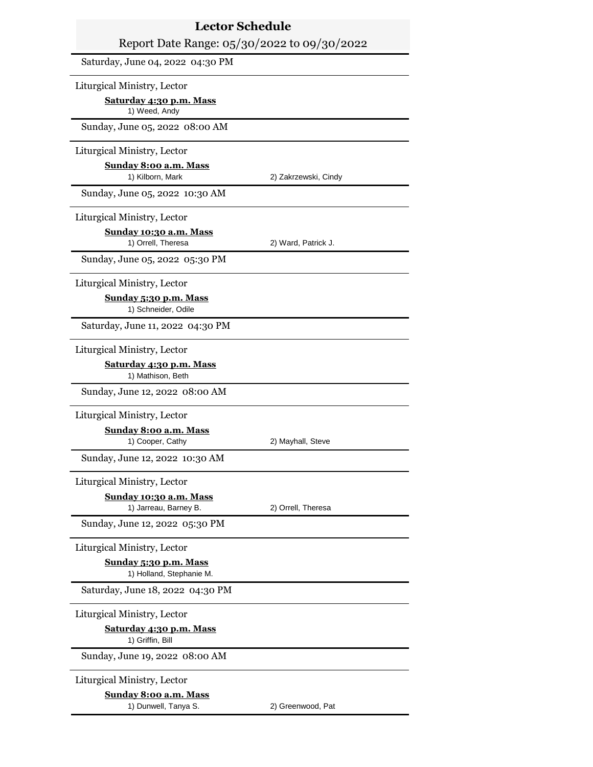# Lector Schedule

Report Date Range: 05/30/2022 to 09/30/2022

Saturday, June 04, 2022 04:30 PM

Liturgical Ministry, Lector

**Saturday 4:30 p.m. Mass**

1) Weed, Andy

Sunday, June 05, 2022 08:00 AM

Liturgical Ministry, Lector

**Sunday 8:00 a.m. Mass**

1) Kilborn, Mark    2) Zakrzewski, Cindy

Sunday, June 05, 2022 10:30 AM

Liturgical Ministry, Lector

**Sunday 10:30 a.m. Mass**

1) Orrell, Theresa    2) Ward, Patrick J.

Sunday, June 05, 2022 05:30 PM

Liturgical Ministry, Lector

**Sunday 5:30 p.m. Mass**

1) Schneider, Odile

Saturday, June 11, 2022 04:30 PM

Liturgical Ministry, Lector

**Saturday 4:30 p.m. Mass**

1) Mathison, Beth

Sunday, June 12, 2022 08:00 AM

Liturgical Ministry, Lector

**Sunday 8:00 a.m. Mass**

1) Cooper, Cathy    2) Mayhall, Steve

Sunday, June 12, 2022 10:30 AM

Liturgical Ministry, Lector

**Sunday 10:30 a.m. Mass**

1) Jarreau, Barney B.    2) Orrell, Theresa

Sunday, June 12, 2022 05:30 PM

Liturgical Ministry, Lector

**Sunday 5:30 p.m. Mass**

1) Holland, Stephanie M.

Saturday, June 18, 2022 04:30 PM

Liturgical Ministry, Lector

**Saturday 4:30 p.m. Mass**

1) Griffin, Bill

Sunday, June 19, 2022 08:00 AM

Liturgical Ministry, Lector

**Sunday 8:00 a.m. Mass**

1) Dunwell, Tanya S.    2) Greenwood, Pat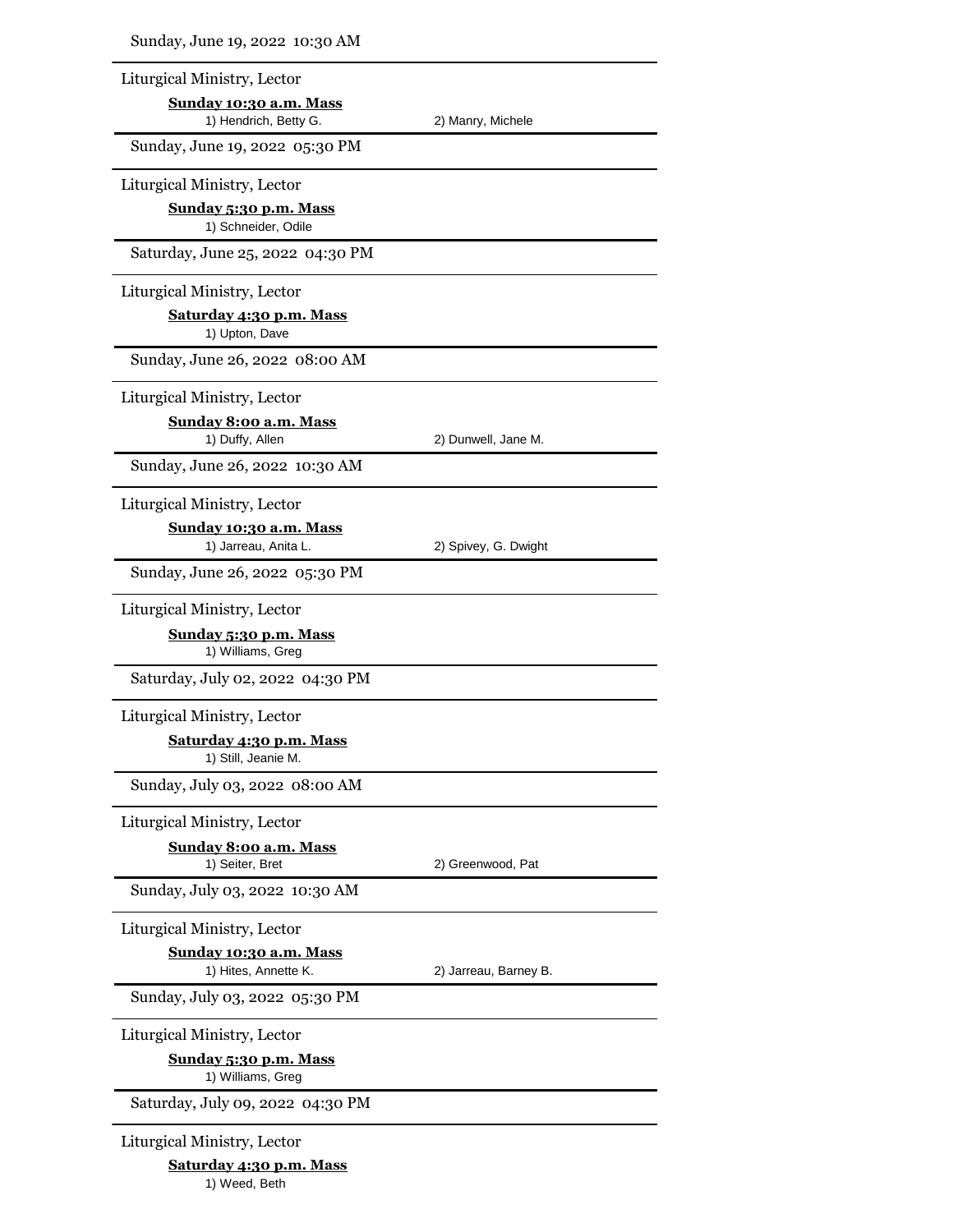Sunday, June 19, 2022 10:30 AM

Liturgical Ministry, Lector

**Sunday 10:30 a.m. Mass**

1) Hendrich, Betty G. 2) Manry, Michele

Sunday, June 19, 2022 05:30 PM

Liturgical Ministry, Lector

**Sunday 5:30 p.m. Mass**

1) Schneider, Odile

Saturday, June 25, 2022 04:30 PM

Liturgical Ministry, Lector

**Saturday 4:30 p.m. Mass**

1) Upton, Dave

Sunday, June 26, 2022 08:00 AM

Liturgical Ministry, Lector

**Sunday 8:00 a.m. Mass**

1) Duffy, Allen 2) Dunwell, Jane M.

Sunday, June 26, 2022 10:30 AM

Liturgical Ministry, Lector

**Sunday 10:30 a.m. Mass**

1) Jarreau, Anita L. 2) Spivey, G. Dwight

Sunday, June 26, 2022 05:30 PM

Liturgical Ministry, Lector

**Sunday 5:30 p.m. Mass**

1) Williams, Greg

Saturday, July 02, 2022 04:30 PM

Liturgical Ministry, Lector

**Saturday 4:30 p.m. Mass**

1) Still, Jeanie M.

Sunday, July 03, 2022 08:00 AM

Liturgical Ministry, Lector

**Sunday 8:00 a.m. Mass**

1) Seiter, Bret 2) Greenwood, Pat

Sunday, July 03, 2022 10:30 AM

Liturgical Ministry, Lector

**Sunday 10:30 a.m. Mass**

1) Hites, Annette K. 2) Jarreau, Barney B.

Sunday, July 03, 2022 05:30 PM

Liturgical Ministry, Lector

**Sunday 5:30 p.m. Mass**

1) Williams, Greg

Saturday, July 09, 2022 04:30 PM

Liturgical Ministry, Lector

**Saturday 4:30 p.m. Mass**

1) Weed, Beth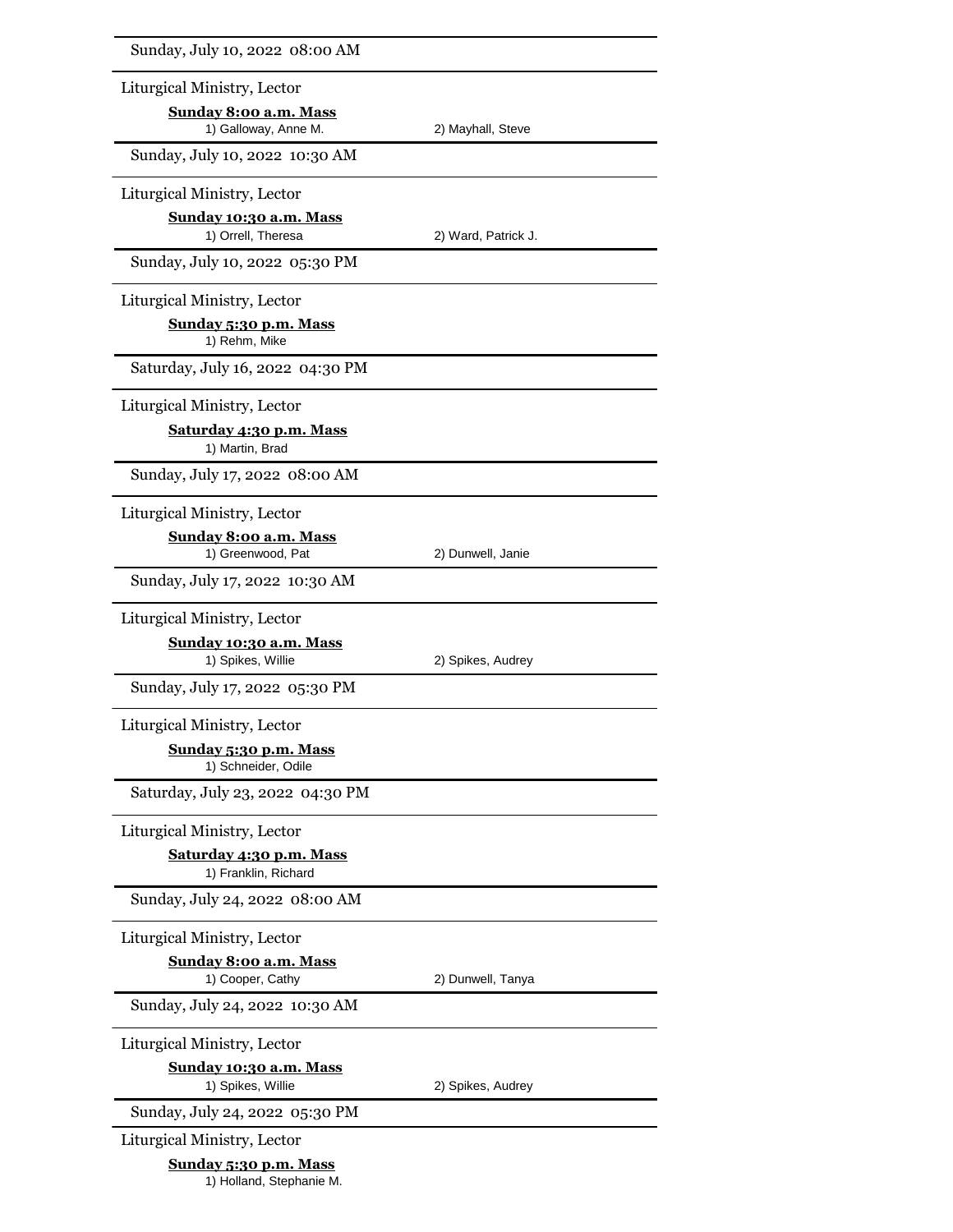Sunday, July 10, 2022 08:00 AM

Liturgical Ministry, Lector

**Sunday 8:00 a.m. Mass**

1) Galloway, Anne M. 2) Mayhall, Steve

Sunday, July 10, 2022 10:30 AM

Liturgical Ministry, Lector

**Sunday 10:30 a.m. Mass**

1) Orrell, Theresa 2) Ward, Patrick J.

Sunday, July 10, 2022 05:30 PM

Liturgical Ministry, Lector

**Sunday 5:30 p.m. Mass**

1) Rehm, Mike

Saturday, July 16, 2022 04:30 PM

Liturgical Ministry, Lector

**Saturday 4:30 p.m. Mass**

1) Martin, Brad

Sunday, July 17, 2022 08:00 AM

Liturgical Ministry, Lector

**Sunday 8:00 a.m. Mass**

1) Greenwood, Pat 2) Dunwell, Janie

Sunday, July 17, 2022 10:30 AM

Liturgical Ministry, Lector

**Sunday 10:30 a.m. Mass**

1) Spikes, Willie 2) Spikes, Audrey

Sunday, July 17, 2022 05:30 PM

Liturgical Ministry, Lector

**Sunday 5:30 p.m. Mass**

1) Schneider, Odile

Saturday, July 23, 2022 04:30 PM

Liturgical Ministry, Lector

**Saturday 4:30 p.m. Mass**

1) Franklin, Richard

Sunday, July 24, 2022 08:00 AM

Liturgical Ministry, Lector

**Sunday 8:00 a.m. Mass**

1) Cooper, Cathy 2) Dunwell, Tanya

Sunday, July 24, 2022 10:30 AM

Liturgical Ministry, Lector

**Sunday 10:30 a.m. Mass**

1) Spikes, Willie 2) Spikes, Audrey

Sunday, July 24, 2022 05:30 PM

Liturgical Ministry, Lector

**Sunday 5:30 p.m. Mass**

1) Holland, Stephanie M.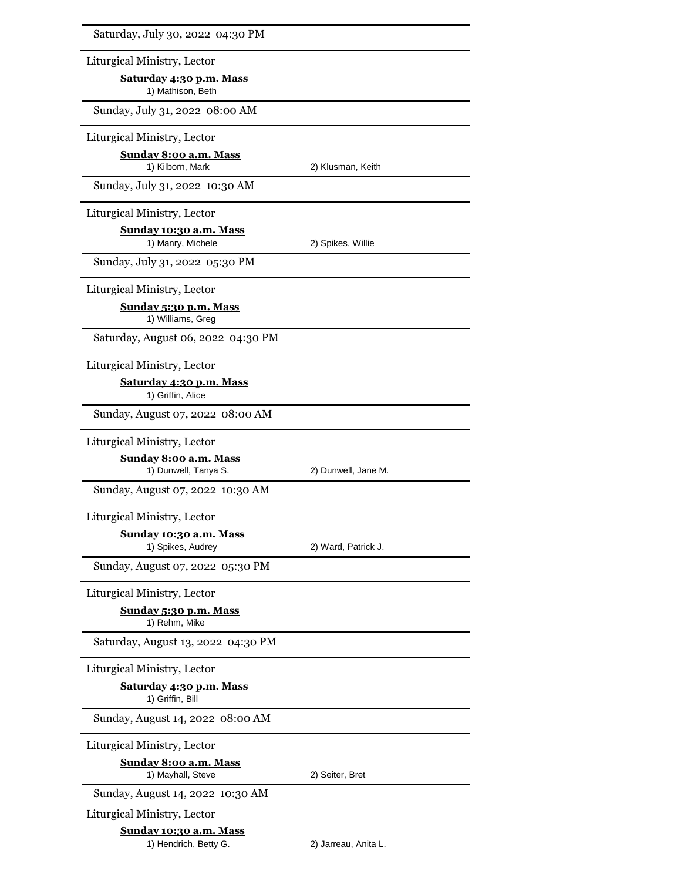Saturday, July 30, 2022 04:30 PM

Liturgical Ministry, Lector

**Saturday 4:30 p.m. Mass**

1) Mathison, Beth

Sunday, July 31, 2022 08:00 AM

Liturgical Ministry, Lector

**Sunday 8:00 a.m. Mass**

1) Kilborn, Mark 2) Klusman, Keith

Sunday, July 31, 2022 10:30 AM

Liturgical Ministry, Lector

**Sunday 10:30 a.m. Mass**

1) Manry, Michele 2) Spikes, Willie

Sunday, July 31, 2022 05:30 PM

Liturgical Ministry, Lector

**Sunday 5:30 p.m. Mass**

1) Williams, Greg

Saturday, August 06, 2022 04:30 PM

Liturgical Ministry, Lector

**Saturday 4:30 p.m. Mass**

1) Griffin, Alice

Sunday, August 07, 2022 08:00 AM

Liturgical Ministry, Lector

**Sunday 8:00 a.m. Mass**

1) Dunwell, Tanya S. 2) Dunwell, Jane M.

Sunday, August 07, 2022 10:30 AM

Liturgical Ministry, Lector

**Sunday 10:30 a.m. Mass**

1) Spikes, Audrey 2) Ward, Patrick J.

Sunday, August 07, 2022 05:30 PM

Liturgical Ministry, Lector

**Sunday 5:30 p.m. Mass**

1) Rehm, Mike

Saturday, August 13, 2022 04:30 PM

Liturgical Ministry, Lector

**Saturday 4:30 p.m. Mass**

1) Griffin, Bill

Sunday, August 14, 2022 08:00 AM

Liturgical Ministry, Lector

**Sunday 8:00 a.m. Mass**

1) Mayhall, Steve 2) Seiter, Bret

Sunday, August 14, 2022 10:30 AM

Liturgical Ministry, Lector

**Sunday 10:30 a.m. Mass**

1) Hendrich, Betty G. 2) Jarreau, Anita L.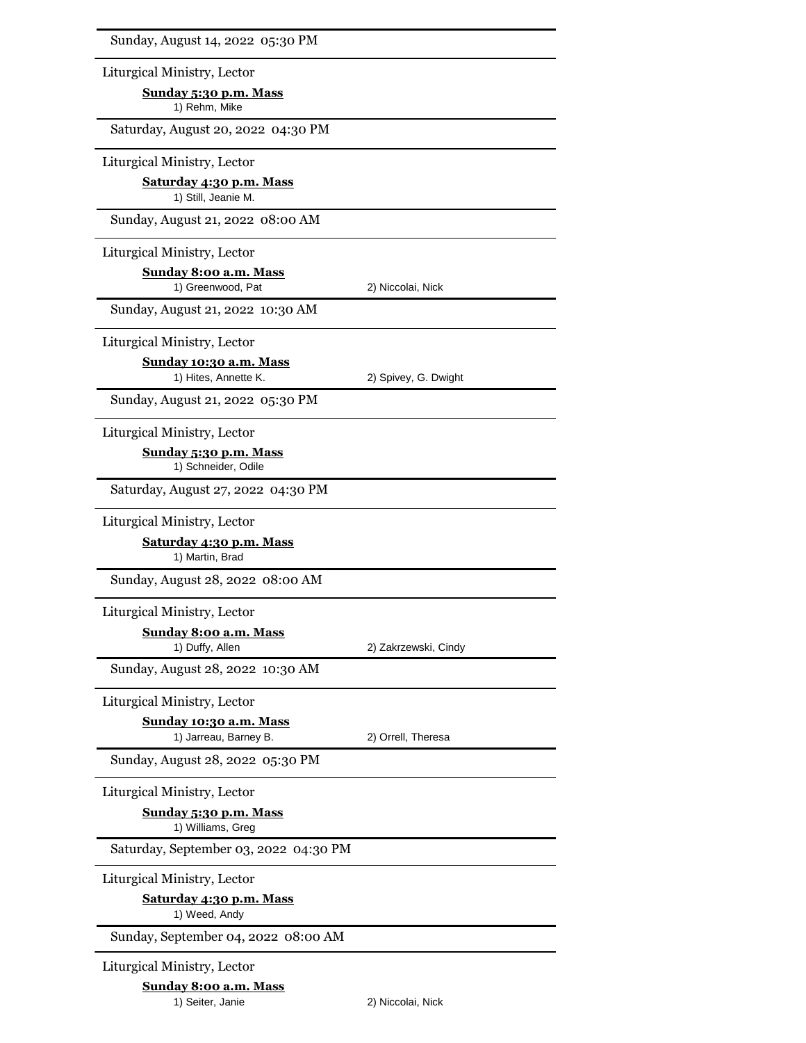Sunday, August 14, 2022 05:30 PM

Liturgical Ministry, Lector

**Sunday 5:30 p.m. Mass**

1) Rehm, Mike

Saturday, August 20, 2022 04:30 PM

Liturgical Ministry, Lector

**Saturday 4:30 p.m. Mass**

1) Still, Jeanie M.

Sunday, August 21, 2022 08:00 AM

Liturgical Ministry, Lector

**Sunday 8:00 a.m. Mass**

1) Greenwood, Pat 2) Niccolai, Nick

Sunday, August 21, 2022 10:30 AM

Liturgical Ministry, Lector

**Sunday 10:30 a.m. Mass**

1) Hites, Annette K. 2) Spivey, G. Dwight

Sunday, August 21, 2022 05:30 PM

Liturgical Ministry, Lector

**Sunday 5:30 p.m. Mass**

1) Schneider, Odile

Saturday, August 27, 2022 04:30 PM

Liturgical Ministry, Lector

**Saturday 4:30 p.m. Mass**

1) Martin, Brad

Sunday, August 28, 2022 08:00 AM

Liturgical Ministry, Lector

**Sunday 8:00 a.m. Mass**

1) Duffy, Allen 2) Zakrzewski, Cindy

Sunday, August 28, 2022 10:30 AM

Liturgical Ministry, Lector

**Sunday 10:30 a.m. Mass**

1) Jarreau, Barney B. 2) Orrell, Theresa

Sunday, August 28, 2022 05:30 PM

Liturgical Ministry, Lector

**Sunday 5:30 p.m. Mass**

1) Williams, Greg

Saturday, September 03, 2022 04:30 PM

Liturgical Ministry, Lector

**Saturday 4:30 p.m. Mass**

1) Weed, Andy

Sunday, September 04, 2022 08:00 AM

Liturgical Ministry, Lector

**Sunday 8:00 a.m. Mass**

1) Seiter, Janie 2) Niccolai, Nick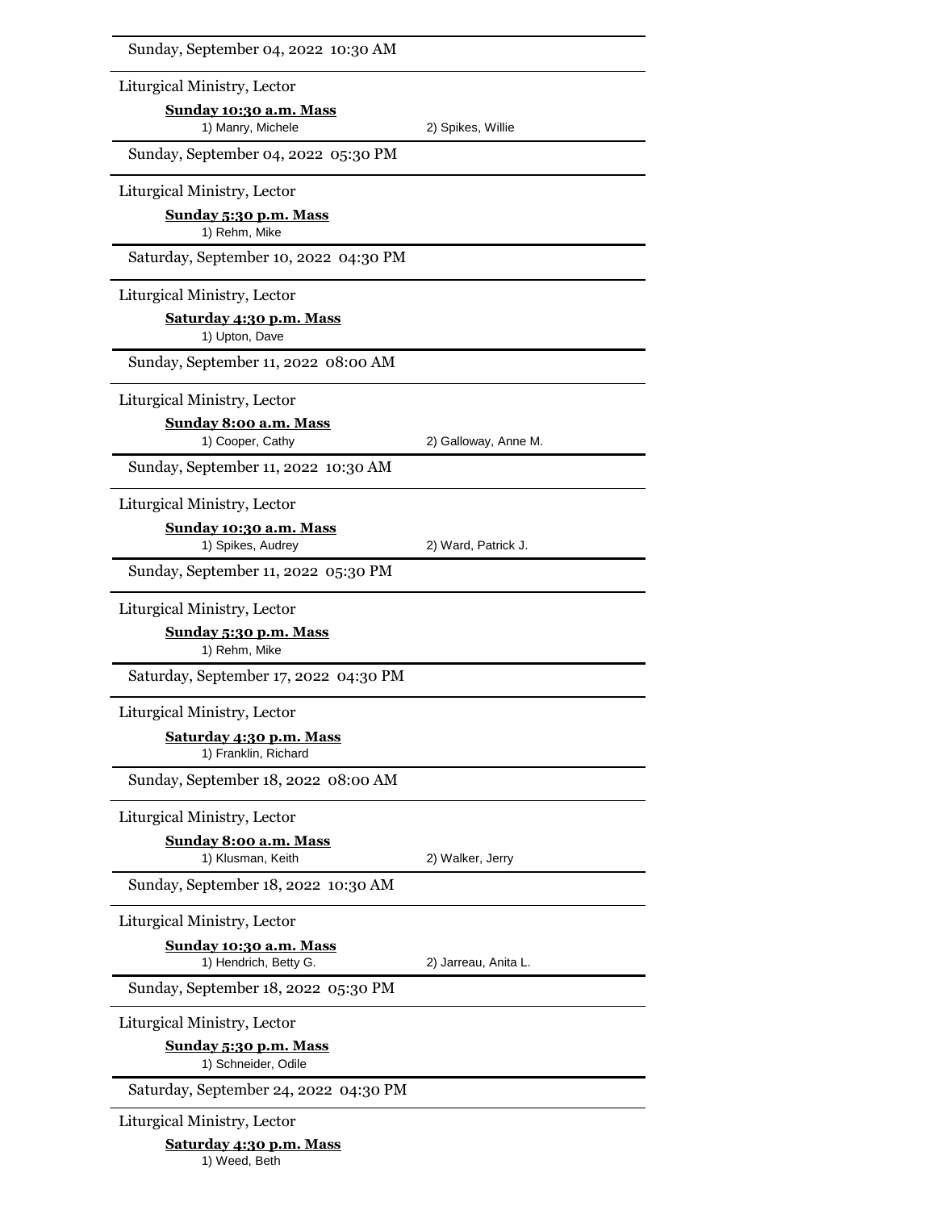Sunday, September 04, 2022 10:30 AM

Liturgical Ministry, Lector

**Sunday 10:30 a.m. Mass**

1) Manry, Michele    2) Spikes, Willie

Sunday, September 04, 2022 05:30 PM

Liturgical Ministry, Lector

**Sunday 5:30 p.m. Mass**

1) Rehm, Mike

Saturday, September 10, 2022 04:30 PM

Liturgical Ministry, Lector

**Saturday 4:30 p.m. Mass**

1) Upton, Dave

Sunday, September 11, 2022 08:00 AM

Liturgical Ministry, Lector

**Sunday 8:00 a.m. Mass**

1) Cooper, Cathy    2) Galloway, Anne M.

Sunday, September 11, 2022 10:30 AM

Liturgical Ministry, Lector

**Sunday 10:30 a.m. Mass**

1) Spikes, Audrey    2) Ward, Patrick J.

Sunday, September 11, 2022 05:30 PM

Liturgical Ministry, Lector

**Sunday 5:30 p.m. Mass**

1) Rehm, Mike

Saturday, September 17, 2022 04:30 PM

Liturgical Ministry, Lector

**Saturday 4:30 p.m. Mass**

1) Franklin, Richard

Sunday, September 18, 2022 08:00 AM

Liturgical Ministry, Lector

**Sunday 8:00 a.m. Mass**

1) Klusman, Keith    2) Walker, Jerry

Sunday, September 18, 2022 10:30 AM

Liturgical Ministry, Lector

**Sunday 10:30 a.m. Mass**

1) Hendrich, Betty G.    2) Jarreau, Anita L.

Sunday, September 18, 2022 05:30 PM

Liturgical Ministry, Lector

**Sunday 5:30 p.m. Mass**

1) Schneider, Odile

Saturday, September 24, 2022 04:30 PM

Liturgical Ministry, Lector

**Saturday 4:30 p.m. Mass**

1) Weed, Beth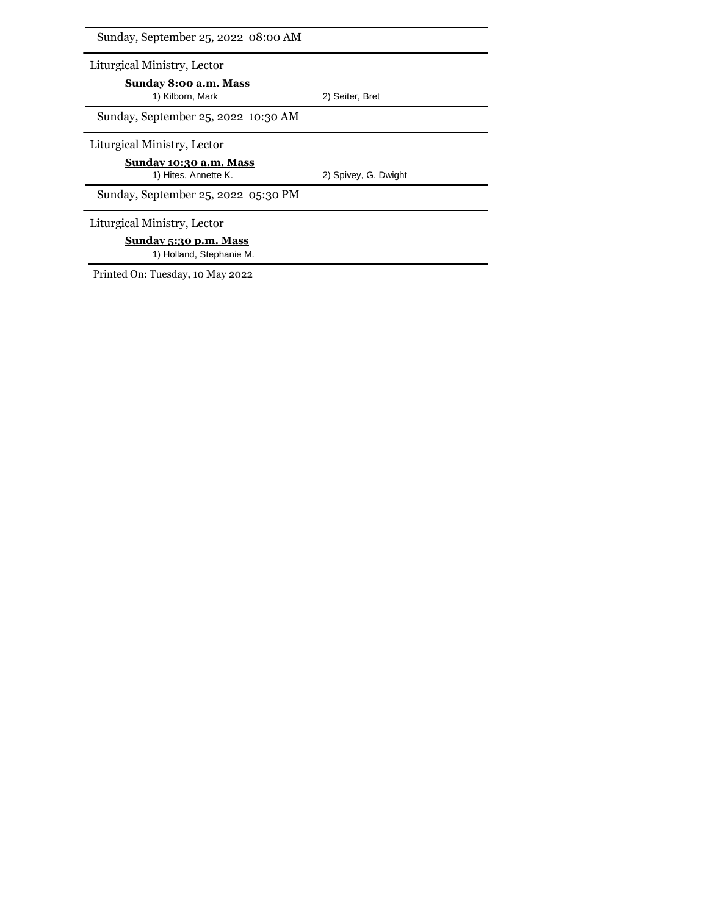Sunday, September 25, 2022 08:00 AM

Liturgical Ministry, Lector

**Sunday 8:00 a.m. Mass**

1) Kilborn, Mark  2) Seiter, Bret

Sunday, September 25, 2022 10:30 AM

Liturgical Ministry, Lector

**Sunday 10:30 a.m. Mass**

1) Hites, Annette K.  2) Spivey, G. Dwight

Sunday, September 25, 2022 05:30 PM

Liturgical Ministry, Lector

**Sunday 5:30 p.m. Mass**

1) Holland, Stephanie M.

Printed On: Tuesday, 10 May 2022